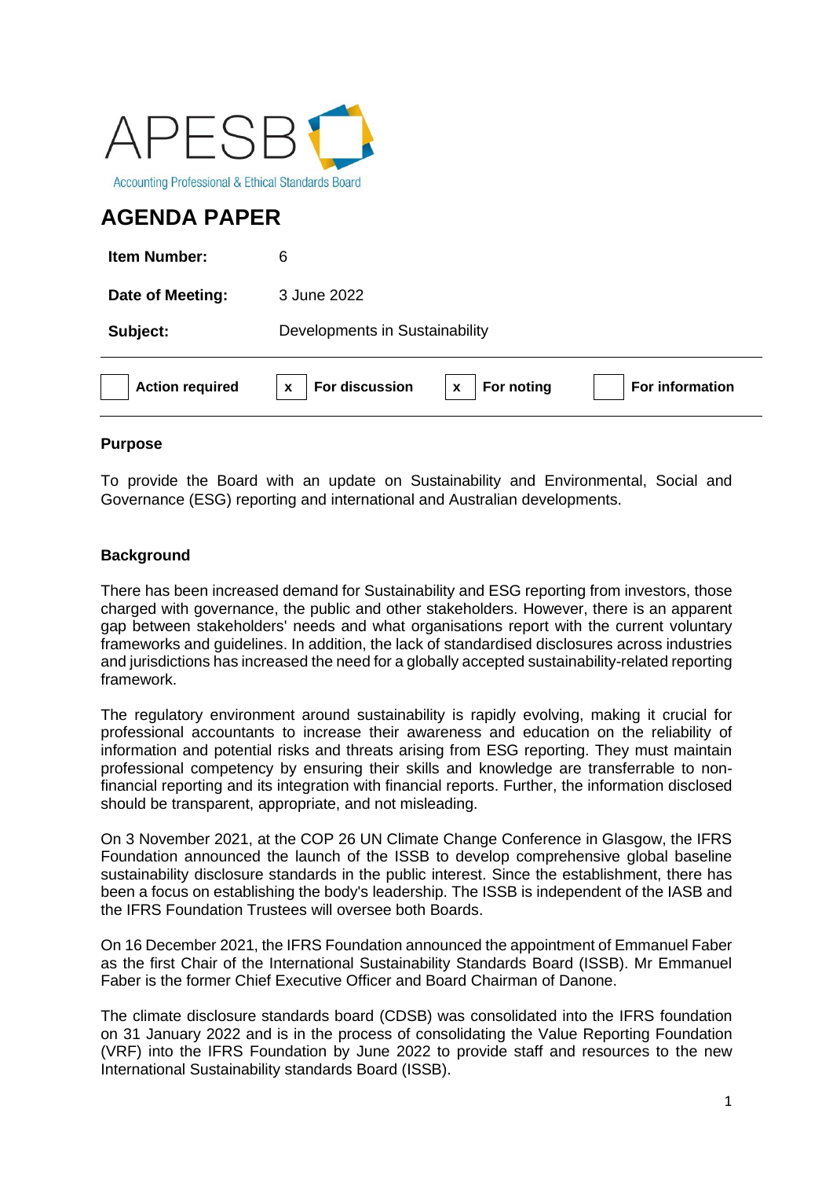APESB

Accounting Professional & Ethical Standards Board

# AGENDA PAPER

| | |
|---|---|
| **Item Number:** | 6 |
| **Date of Meeting:** | 3 June 2022 |
| **Subject:** | Developments in Sustainability |

| | | | | | | | |
|---|---|---|---|---|---|---|---|
| | **Action required** | x | **For discussion** | x | **For noting** | | **For information** |

### Purpose

To provide the Board with an update on Sustainability and Environmental, Social and Governance (ESG) reporting and international and Australian developments.

### Background

There has been increased demand for Sustainability and ESG reporting from investors, those charged with governance, the public and other stakeholders. However, there is an apparent gap between stakeholders' needs and what organisations report with the current voluntary frameworks and guidelines. In addition, the lack of standardised disclosures across industries and jurisdictions has increased the need for a globally accepted sustainability-related reporting framework.

The regulatory environment around sustainability is rapidly evolving, making it crucial for professional accountants to increase their awareness and education on the reliability of information and potential risks and threats arising from ESG reporting. They must maintain professional competency by ensuring their skills and knowledge are transferrable to non-financial reporting and its integration with financial reports. Further, the information disclosed should be transparent, appropriate, and not misleading.

On 3 November 2021, at the COP 26 UN Climate Change Conference in Glasgow, the IFRS Foundation announced the launch of the ISSB to develop comprehensive global baseline sustainability disclosure standards in the public interest. Since the establishment, there has been a focus on establishing the body's leadership. The ISSB is independent of the IASB and the IFRS Foundation Trustees will oversee both Boards.

On 16 December 2021, the IFRS Foundation announced the appointment of Emmanuel Faber as the first Chair of the International Sustainability Standards Board (ISSB). Mr Emmanuel Faber is the former Chief Executive Officer and Board Chairman of Danone.

The climate disclosure standards board (CDSB) was consolidated into the IFRS foundation on 31 January 2022 and is in the process of consolidating the Value Reporting Foundation (VRF) into the IFRS Foundation by June 2022 to provide staff and resources to the new International Sustainability standards Board (ISSB).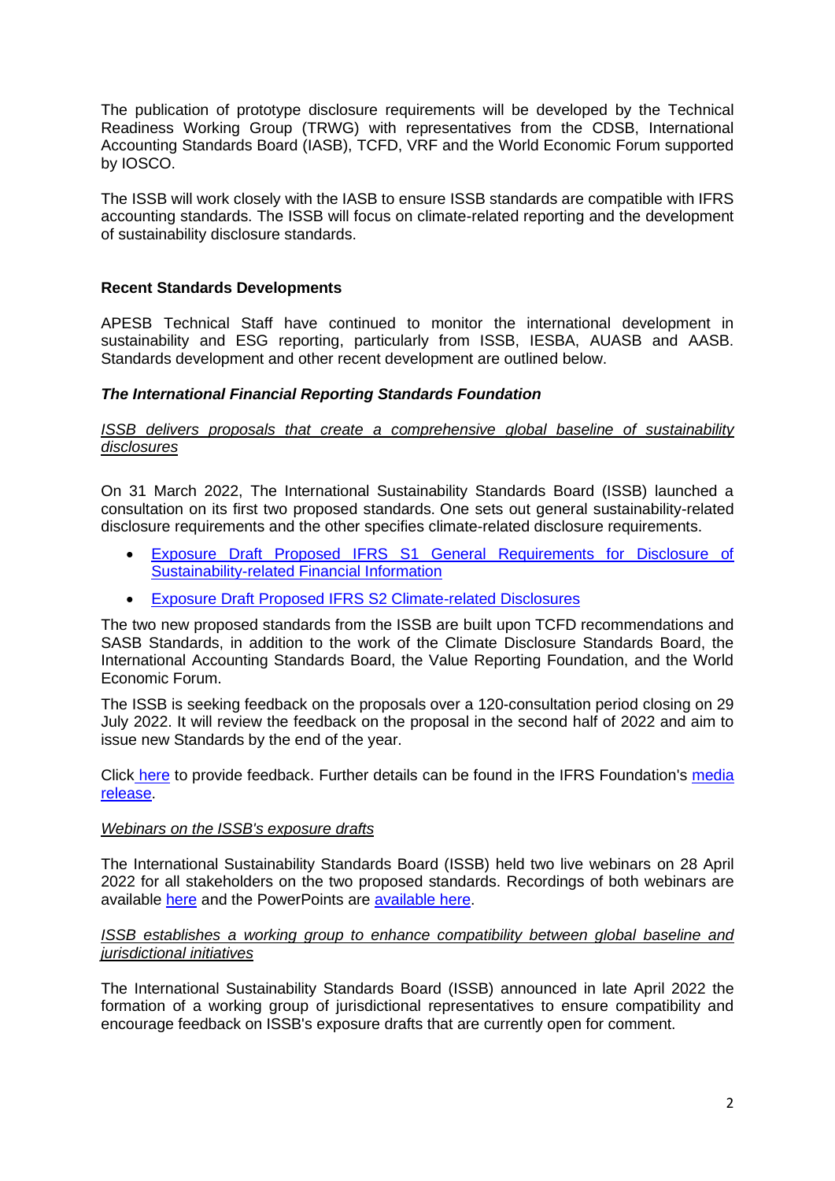The publication of prototype disclosure requirements will be developed by the Technical Readiness Working Group (TRWG) with representatives from the CDSB, International Accounting Standards Board (IASB), TCFD, VRF and the World Economic Forum supported by IOSCO.

The ISSB will work closely with the IASB to ensure ISSB standards are compatible with IFRS accounting standards. The ISSB will focus on climate-related reporting and the development of sustainability disclosure standards.

**Recent Standards Developments**

APESB Technical Staff have continued to monitor the international development in sustainability and ESG reporting, particularly from ISSB, IESBA, AUASB and AASB. Standards development and other recent development are outlined below.

***The International Financial Reporting Standards Foundation***

*ISSB delivers proposals that create a comprehensive global baseline of sustainability disclosures*

On 31 March 2022, The International Sustainability Standards Board (ISSB) launched a consultation on its first two proposed standards. One sets out general sustainability-related disclosure requirements and the other specifies climate-related disclosure requirements.

- Exposure Draft Proposed IFRS S1 General Requirements for Disclosure of Sustainability-related Financial Information
- Exposure Draft Proposed IFRS S2 Climate-related Disclosures

The two new proposed standards from the ISSB are built upon TCFD recommendations and SASB Standards, in addition to the work of the Climate Disclosure Standards Board, the International Accounting Standards Board, the Value Reporting Foundation, and the World Economic Forum.

The ISSB is seeking feedback on the proposals over a 120-consultation period closing on 29 July 2022. It will review the feedback on the proposal in the second half of 2022 and aim to issue new Standards by the end of the year.

Click here to provide feedback. Further details can be found in the IFRS Foundation's media release.

*Webinars on the ISSB's exposure drafts*

The International Sustainability Standards Board (ISSB) held two live webinars on 28 April 2022 for all stakeholders on the two proposed standards. Recordings of both webinars are available here and the PowerPoints are available here.

*ISSB establishes a working group to enhance compatibility between global baseline and jurisdictional initiatives*

The International Sustainability Standards Board (ISSB) announced in late April 2022 the formation of a working group of jurisdictional representatives to ensure compatibility and encourage feedback on ISSB's exposure drafts that are currently open for comment.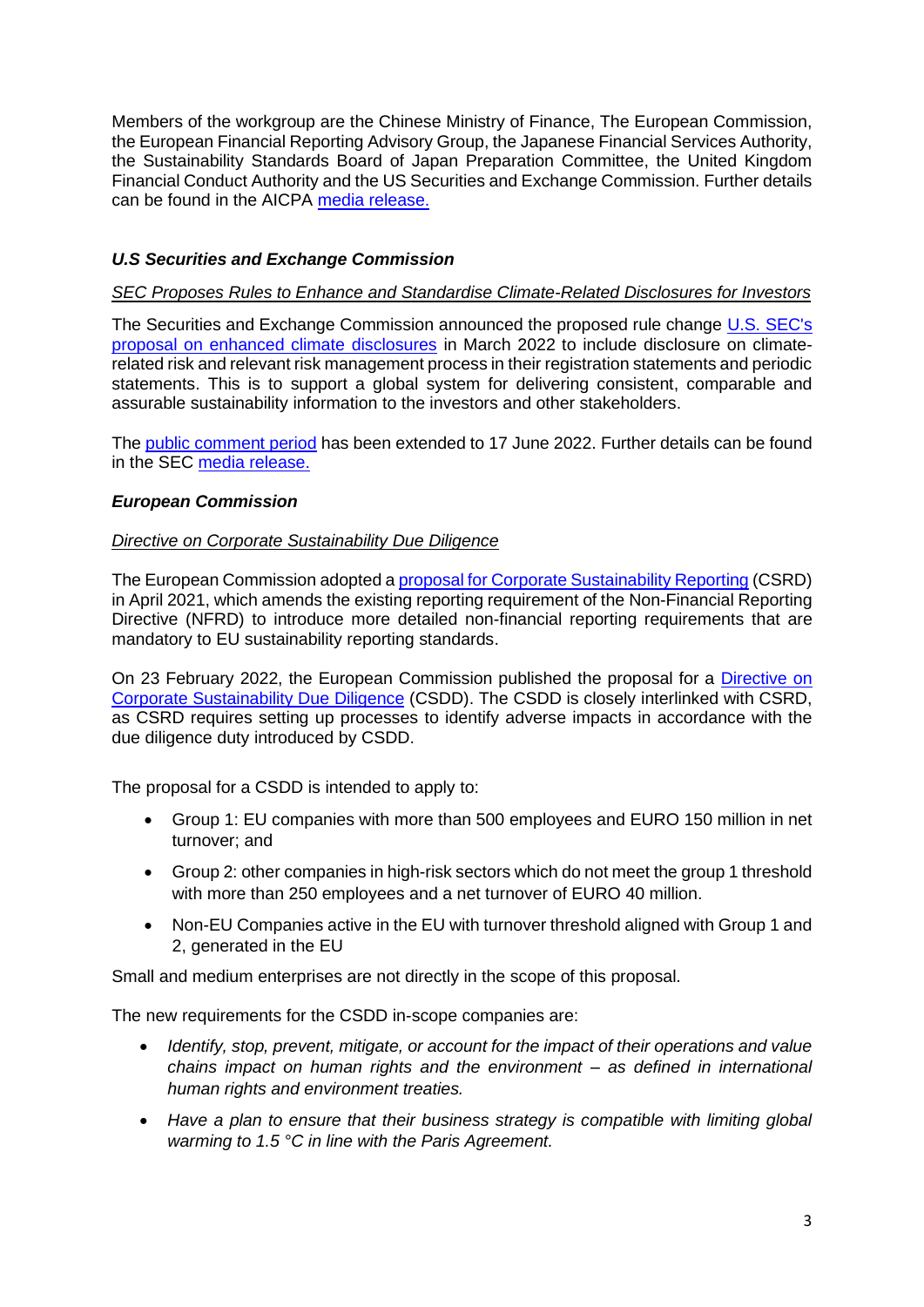Members of the workgroup are the Chinese Ministry of Finance, The European Commission, the European Financial Reporting Advisory Group, the Japanese Financial Services Authority, the Sustainability Standards Board of Japan Preparation Committee, the United Kingdom Financial Conduct Authority and the US Securities and Exchange Commission. Further details can be found in the AICPA media release.

### *U.S Securities and Exchange Commission*

*SEC Proposes Rules to Enhance and Standardise Climate-Related Disclosures for Investors*

The Securities and Exchange Commission announced the proposed rule change U.S. SEC's proposal on enhanced climate disclosures in March 2022 to include disclosure on climate-related risk and relevant risk management process in their registration statements and periodic statements. This is to support a global system for delivering consistent, comparable and assurable sustainability information to the investors and other stakeholders.

The public comment period has been extended to 17 June 2022. Further details can be found in the SEC media release.

### *European Commission*

*Directive on Corporate Sustainability Due Diligence*

The European Commission adopted a proposal for Corporate Sustainability Reporting (CSRD) in April 2021, which amends the existing reporting requirement of the Non-Financial Reporting Directive (NFRD) to introduce more detailed non-financial reporting requirements that are mandatory to EU sustainability reporting standards.

On 23 February 2022, the European Commission published the proposal for a Directive on Corporate Sustainability Due Diligence (CSDD). The CSDD is closely interlinked with CSRD, as CSRD requires setting up processes to identify adverse impacts in accordance with the due diligence duty introduced by CSDD.

The proposal for a CSDD is intended to apply to:

- Group 1: EU companies with more than 500 employees and EURO 150 million in net turnover; and
- Group 2: other companies in high-risk sectors which do not meet the group 1 threshold with more than 250 employees and a net turnover of EURO 40 million.
- Non-EU Companies active in the EU with turnover threshold aligned with Group 1 and 2, generated in the EU

Small and medium enterprises are not directly in the scope of this proposal.

The new requirements for the CSDD in-scope companies are:

- *Identify, stop, prevent, mitigate, or account for the impact of their operations and value chains impact on human rights and the environment – as defined in international human rights and environment treaties.*
- *Have a plan to ensure that their business strategy is compatible with limiting global warming to 1.5 °C in line with the Paris Agreement.*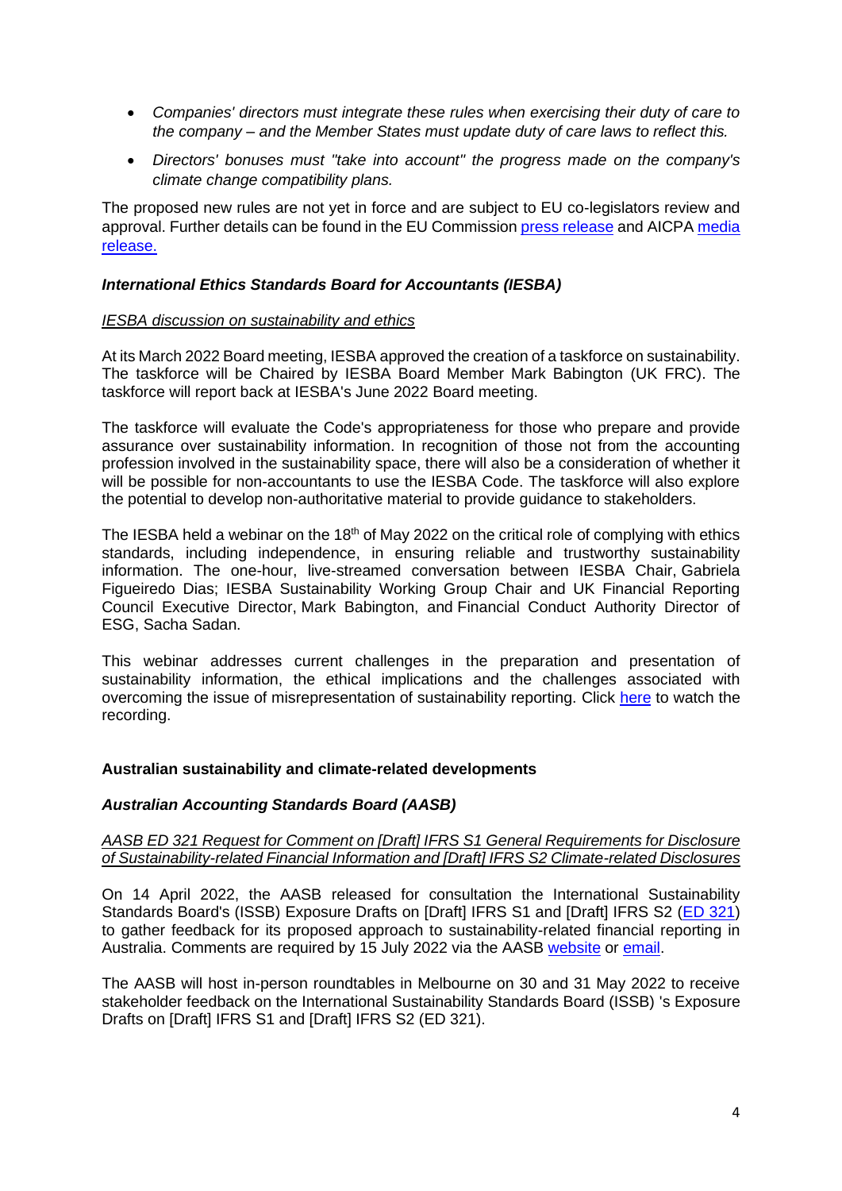- *Companies' directors must integrate these rules when exercising their duty of care to the company – and the Member States must update duty of care laws to reflect this.*
- *Directors' bonuses must "take into account" the progress made on the company's climate change compatibility plans.*

The proposed new rules are not yet in force and are subject to EU co-legislators review and approval. Further details can be found in the EU Commission [press release](#) and AICPA [media release.](#)

### *International Ethics Standards Board for Accountants (IESBA)*

*IESBA discussion on sustainability and ethics*

At its March 2022 Board meeting, IESBA approved the creation of a taskforce on sustainability. The taskforce will be Chaired by IESBA Board Member Mark Babington (UK FRC). The taskforce will report back at IESBA's June 2022 Board meeting.

The taskforce will evaluate the Code's appropriateness for those who prepare and provide assurance over sustainability information. In recognition of those not from the accounting profession involved in the sustainability space, there will also be a consideration of whether it will be possible for non-accountants to use the IESBA Code. The taskforce will also explore the potential to develop non-authoritative material to provide guidance to stakeholders.

The IESBA held a webinar on the 18th of May 2022 on the critical role of complying with ethics standards, including independence, in ensuring reliable and trustworthy sustainability information. The one-hour, live-streamed conversation between IESBA Chair, Gabriela Figueiredo Dias; IESBA Sustainability Working Group Chair and UK Financial Reporting Council Executive Director, Mark Babington, and Financial Conduct Authority Director of ESG, Sacha Sadan.

This webinar addresses current challenges in the preparation and presentation of sustainability information, the ethical implications and the challenges associated with overcoming the issue of misrepresentation of sustainability reporting. Click [here](#) to watch the recording.

## Australian sustainability and climate-related developments

### *Australian Accounting Standards Board (AASB)*

*AASB ED 321 Request for Comment on [Draft] IFRS S1 General Requirements for Disclosure of Sustainability-related Financial Information and [Draft] IFRS S2 Climate-related Disclosures*

On 14 April 2022, the AASB released for consultation the International Sustainability Standards Board's (ISSB) Exposure Drafts on [Draft] IFRS S1 and [Draft] IFRS S2 ([ED 321](#)) to gather feedback for its proposed approach to sustainability-related financial reporting in Australia. Comments are required by 15 July 2022 via the AASB [website](#) or [email](#).

The AASB will host in-person roundtables in Melbourne on 30 and 31 May 2022 to receive stakeholder feedback on the International Sustainability Standards Board (ISSB) 's Exposure Drafts on [Draft] IFRS S1 and [Draft] IFRS S2 (ED 321).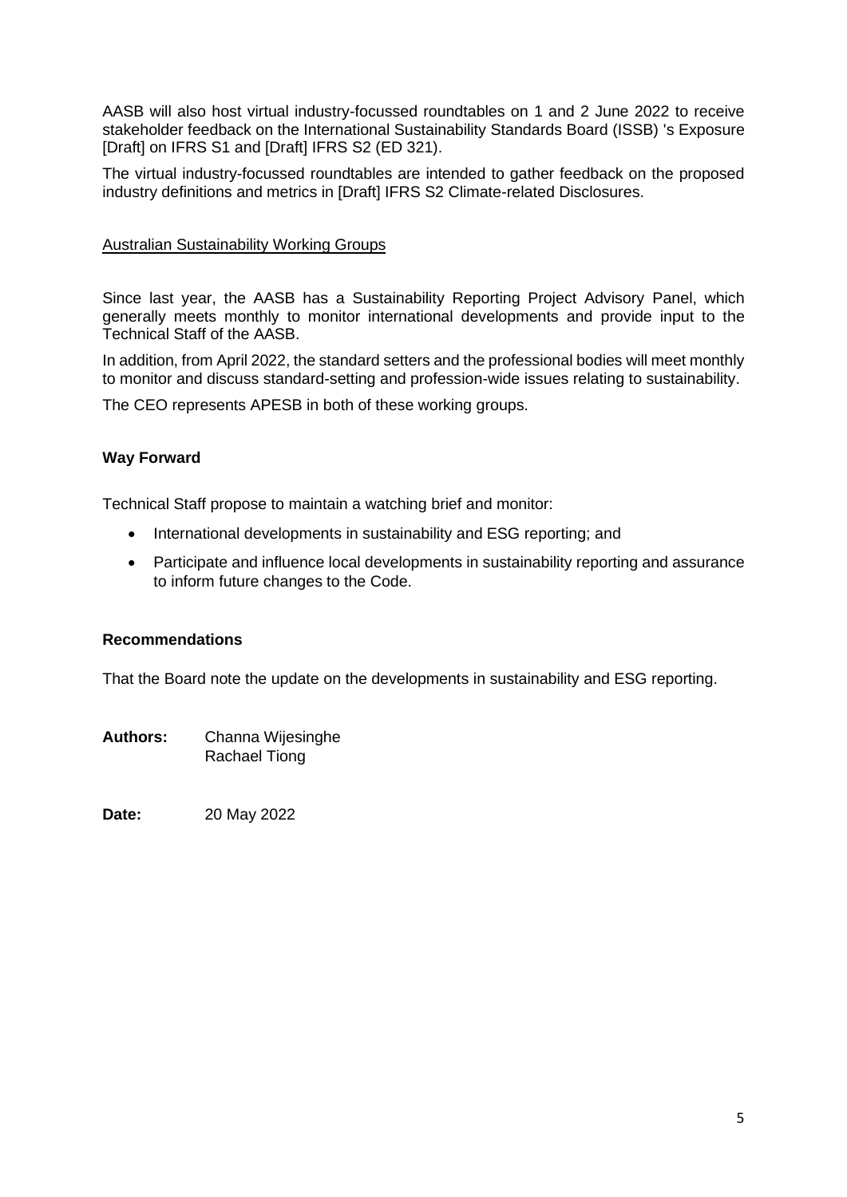AASB will also host virtual industry-focussed roundtables on 1 and 2 June 2022 to receive stakeholder feedback on the International Sustainability Standards Board (ISSB) 's Exposure [Draft] on IFRS S1 and [Draft] IFRS S2 (ED 321).

The virtual industry-focussed roundtables are intended to gather feedback on the proposed industry definitions and metrics in [Draft] IFRS S2 Climate-related Disclosures.

Australian Sustainability Working Groups

Since last year, the AASB has a Sustainability Reporting Project Advisory Panel, which generally meets monthly to monitor international developments and provide input to the Technical Staff of the AASB.

In addition, from April 2022, the standard setters and the professional bodies will meet monthly to monitor and discuss standard-setting and profession-wide issues relating to sustainability.

The CEO represents APESB in both of these working groups.

**Way Forward**

Technical Staff propose to maintain a watching brief and monitor:

- International developments in sustainability and ESG reporting; and
- Participate and influence local developments in sustainability reporting and assurance to inform future changes to the Code.

**Recommendations**

That the Board note the update on the developments in sustainability and ESG reporting.

**Authors:** Channa Wijesinghe
Rachael Tiong

**Date:** 20 May 2022